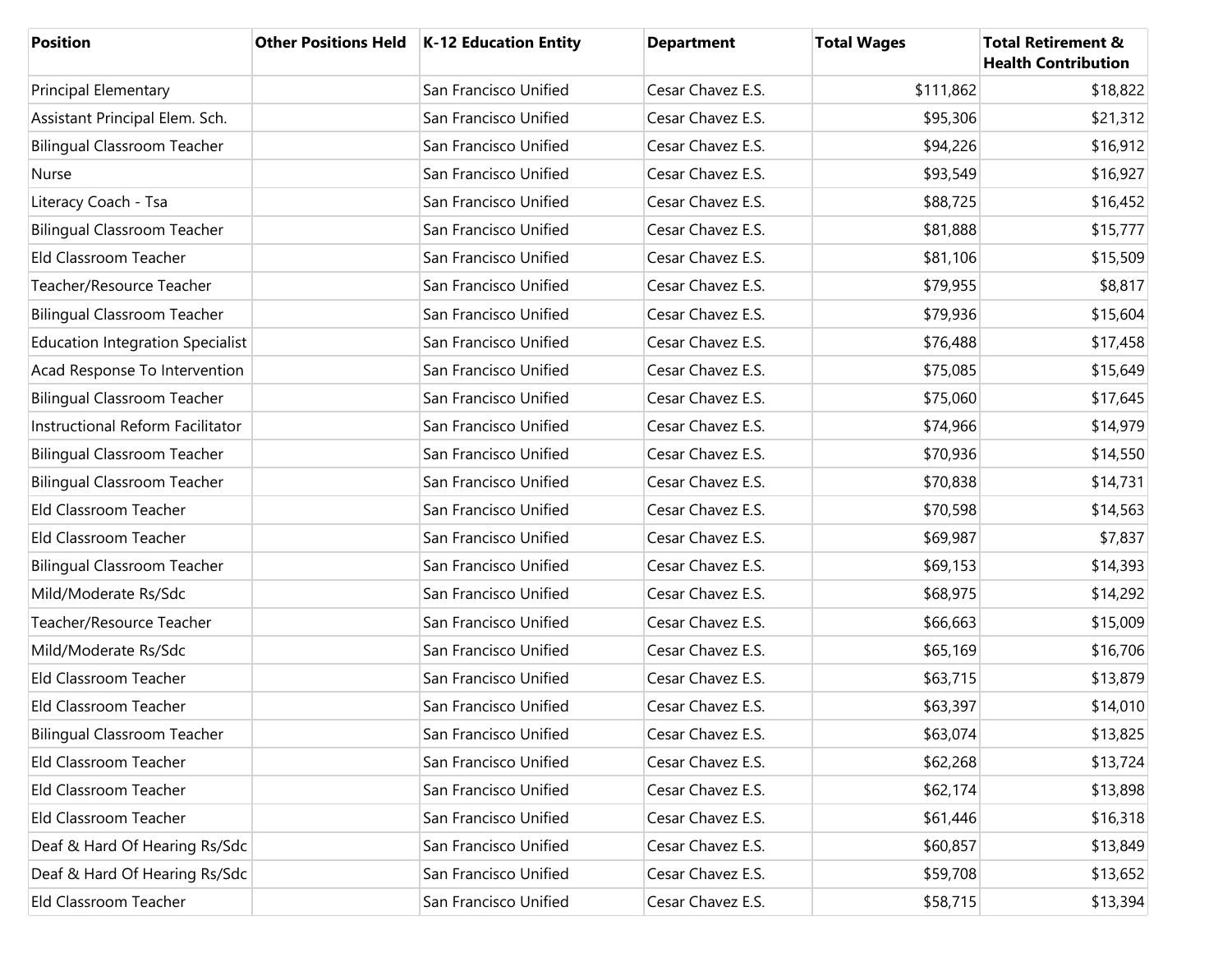| Position | Other Positions Held | K-12 Education Entity | Department | Total Wages | Total Retirement & Health Contribution |
| --- | --- | --- | --- | --- | --- |
| Principal Elementary | | San Francisco Unified | Cesar Chavez E.S. | $111,862 | $18,822 |
| Assistant Principal Elem. Sch. | | San Francisco Unified | Cesar Chavez E.S. | $95,306 | $21,312 |
| Bilingual Classroom Teacher | | San Francisco Unified | Cesar Chavez E.S. | $94,226 | $16,912 |
| Nurse | | San Francisco Unified | Cesar Chavez E.S. | $93,549 | $16,927 |
| Literacy Coach - Tsa | | San Francisco Unified | Cesar Chavez E.S. | $88,725 | $16,452 |
| Bilingual Classroom Teacher | | San Francisco Unified | Cesar Chavez E.S. | $81,888 | $15,777 |
| Eld Classroom Teacher | | San Francisco Unified | Cesar Chavez E.S. | $81,106 | $15,509 |
| Teacher/Resource Teacher | | San Francisco Unified | Cesar Chavez E.S. | $79,955 | $8,817 |
| Bilingual Classroom Teacher | | San Francisco Unified | Cesar Chavez E.S. | $79,936 | $15,604 |
| Education Integration Specialist | | San Francisco Unified | Cesar Chavez E.S. | $76,488 | $17,458 |
| Acad Response To Intervention | | San Francisco Unified | Cesar Chavez E.S. | $75,085 | $15,649 |
| Bilingual Classroom Teacher | | San Francisco Unified | Cesar Chavez E.S. | $75,060 | $17,645 |
| Instructional Reform Facilitator | | San Francisco Unified | Cesar Chavez E.S. | $74,966 | $14,979 |
| Bilingual Classroom Teacher | | San Francisco Unified | Cesar Chavez E.S. | $70,936 | $14,550 |
| Bilingual Classroom Teacher | | San Francisco Unified | Cesar Chavez E.S. | $70,838 | $14,731 |
| Eld Classroom Teacher | | San Francisco Unified | Cesar Chavez E.S. | $70,598 | $14,563 |
| Eld Classroom Teacher | | San Francisco Unified | Cesar Chavez E.S. | $69,987 | $7,837 |
| Bilingual Classroom Teacher | | San Francisco Unified | Cesar Chavez E.S. | $69,153 | $14,393 |
| Mild/Moderate Rs/Sdc | | San Francisco Unified | Cesar Chavez E.S. | $68,975 | $14,292 |
| Teacher/Resource Teacher | | San Francisco Unified | Cesar Chavez E.S. | $66,663 | $15,009 |
| Mild/Moderate Rs/Sdc | | San Francisco Unified | Cesar Chavez E.S. | $65,169 | $16,706 |
| Eld Classroom Teacher | | San Francisco Unified | Cesar Chavez E.S. | $63,715 | $13,879 |
| Eld Classroom Teacher | | San Francisco Unified | Cesar Chavez E.S. | $63,397 | $14,010 |
| Bilingual Classroom Teacher | | San Francisco Unified | Cesar Chavez E.S. | $63,074 | $13,825 |
| Eld Classroom Teacher | | San Francisco Unified | Cesar Chavez E.S. | $62,268 | $13,724 |
| Eld Classroom Teacher | | San Francisco Unified | Cesar Chavez E.S. | $62,174 | $13,898 |
| Eld Classroom Teacher | | San Francisco Unified | Cesar Chavez E.S. | $61,446 | $16,318 |
| Deaf & Hard Of Hearing Rs/Sdc | | San Francisco Unified | Cesar Chavez E.S. | $60,857 | $13,849 |
| Deaf & Hard Of Hearing Rs/Sdc | | San Francisco Unified | Cesar Chavez E.S. | $59,708 | $13,652 |
| Eld Classroom Teacher | | San Francisco Unified | Cesar Chavez E.S. | $58,715 | $13,394 |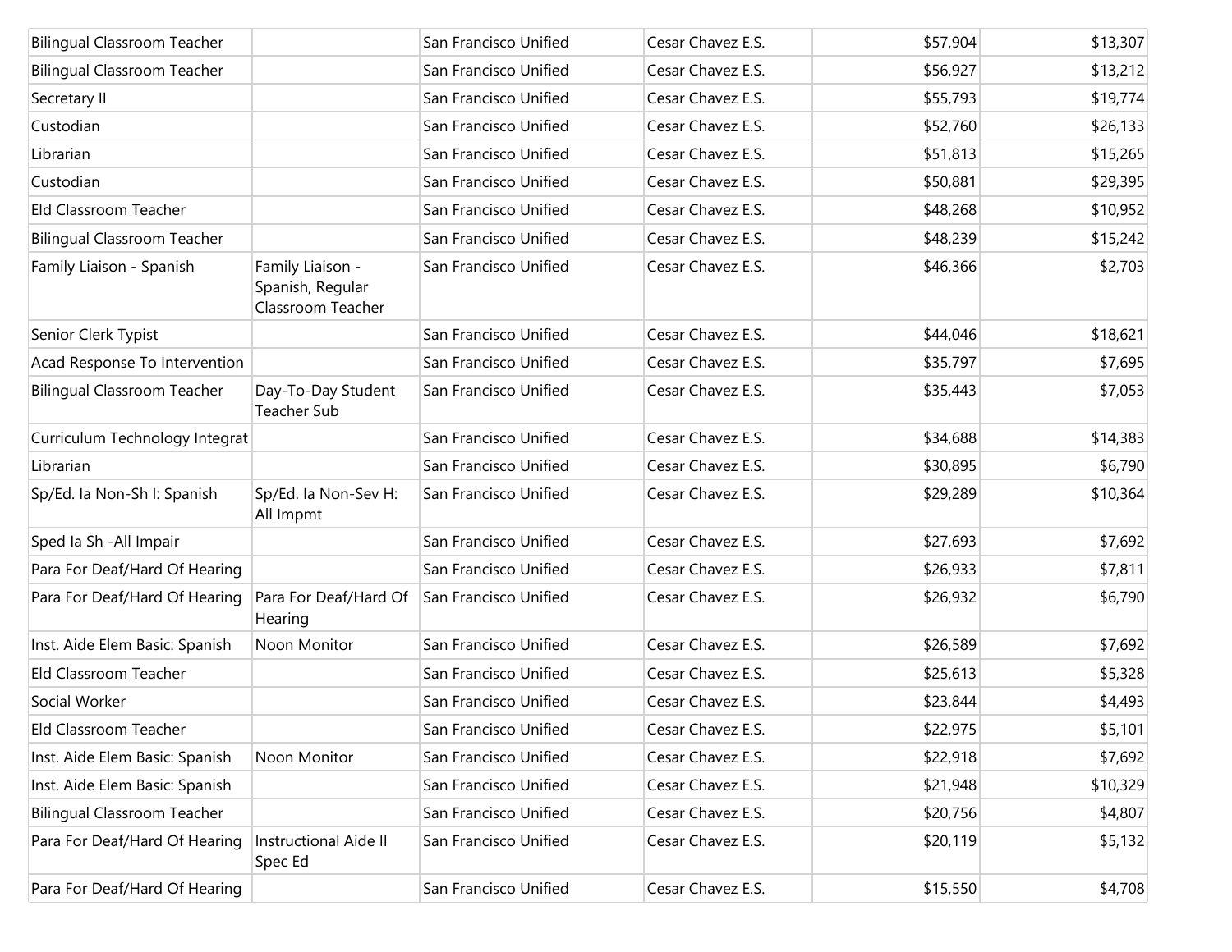| | | | | | |
|---|---|---|---|---|---|
| Bilingual Classroom Teacher | | San Francisco Unified | Cesar Chavez E.S. | $57,904 | $13,307 |
| Bilingual Classroom Teacher | | San Francisco Unified | Cesar Chavez E.S. | $56,927 | $13,212 |
| Secretary II | | San Francisco Unified | Cesar Chavez E.S. | $55,793 | $19,774 |
| Custodian | | San Francisco Unified | Cesar Chavez E.S. | $52,760 | $26,133 |
| Librarian | | San Francisco Unified | Cesar Chavez E.S. | $51,813 | $15,265 |
| Custodian | | San Francisco Unified | Cesar Chavez E.S. | $50,881 | $29,395 |
| Eld Classroom Teacher | | San Francisco Unified | Cesar Chavez E.S. | $48,268 | $10,952 |
| Bilingual Classroom Teacher | | San Francisco Unified | Cesar Chavez E.S. | $48,239 | $15,242 |
| Family Liaison - Spanish | Family Liaison - Spanish, Regular Classroom Teacher | San Francisco Unified | Cesar Chavez E.S. | $46,366 | $2,703 |
| Senior Clerk Typist | | San Francisco Unified | Cesar Chavez E.S. | $44,046 | $18,621 |
| Acad Response To Intervention | | San Francisco Unified | Cesar Chavez E.S. | $35,797 | $7,695 |
| Bilingual Classroom Teacher | Day-To-Day Student Teacher Sub | San Francisco Unified | Cesar Chavez E.S. | $35,443 | $7,053 |
| Curriculum Technology Integrat | | San Francisco Unified | Cesar Chavez E.S. | $34,688 | $14,383 |
| Librarian | | San Francisco Unified | Cesar Chavez E.S. | $30,895 | $6,790 |
| Sp/Ed. Ia Non-Sh I: Spanish | Sp/Ed. Ia Non-Sev H: All Impmt | San Francisco Unified | Cesar Chavez E.S. | $29,289 | $10,364 |
| Sped Ia Sh -All Impair | | San Francisco Unified | Cesar Chavez E.S. | $27,693 | $7,692 |
| Para For Deaf/Hard Of Hearing | | San Francisco Unified | Cesar Chavez E.S. | $26,933 | $7,811 |
| Para For Deaf/Hard Of Hearing | Para For Deaf/Hard Of Hearing | San Francisco Unified | Cesar Chavez E.S. | $26,932 | $6,790 |
| Inst. Aide Elem Basic: Spanish | Noon Monitor | San Francisco Unified | Cesar Chavez E.S. | $26,589 | $7,692 |
| Eld Classroom Teacher | | San Francisco Unified | Cesar Chavez E.S. | $25,613 | $5,328 |
| Social Worker | | San Francisco Unified | Cesar Chavez E.S. | $23,844 | $4,493 |
| Eld Classroom Teacher | | San Francisco Unified | Cesar Chavez E.S. | $22,975 | $5,101 |
| Inst. Aide Elem Basic: Spanish | Noon Monitor | San Francisco Unified | Cesar Chavez E.S. | $22,918 | $7,692 |
| Inst. Aide Elem Basic: Spanish | | San Francisco Unified | Cesar Chavez E.S. | $21,948 | $10,329 |
| Bilingual Classroom Teacher | | San Francisco Unified | Cesar Chavez E.S. | $20,756 | $4,807 |
| Para For Deaf/Hard Of Hearing | Instructional Aide II Spec Ed | San Francisco Unified | Cesar Chavez E.S. | $20,119 | $5,132 |
| Para For Deaf/Hard Of Hearing | | San Francisco Unified | Cesar Chavez E.S. | $15,550 | $4,708 |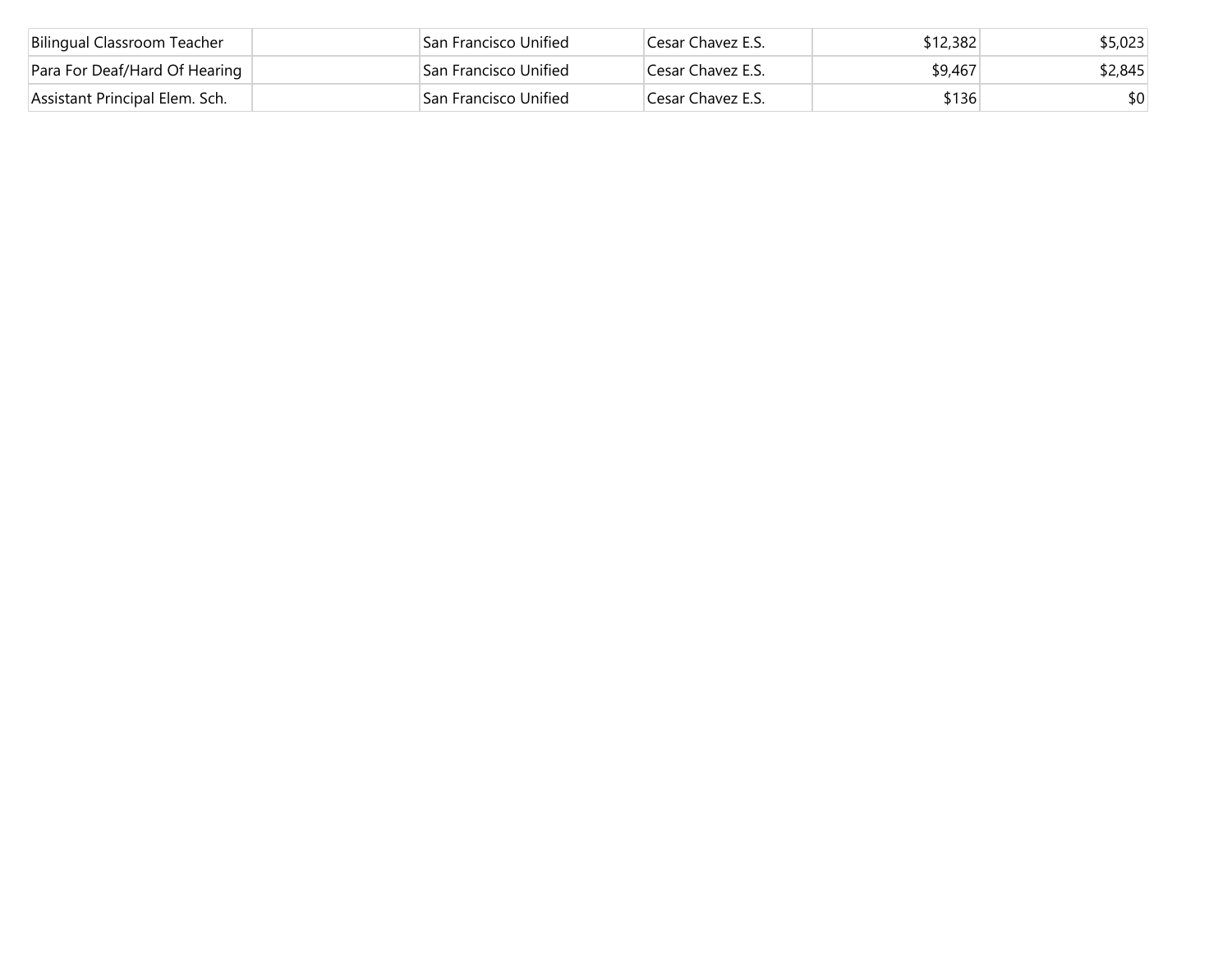| | | | | | |
|---|---|---|---|---|---|
| Bilingual Classroom Teacher | | San Francisco Unified | Cesar Chavez E.S. | $12,382 | $5,023 |
| Para For Deaf/Hard Of Hearing | | San Francisco Unified | Cesar Chavez E.S. | $9,467 | $2,845 |
| Assistant Principal Elem. Sch. | | San Francisco Unified | Cesar Chavez E.S. | $136 | $0 |